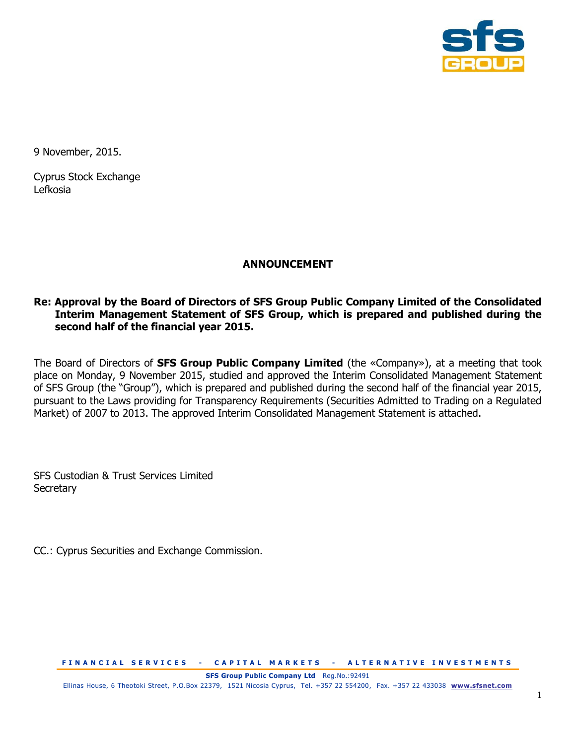9 November, 2015.

Cyprus Stock Exchange
Lefkosia

## ANNOUNCEMENT

**Re: Approval by the Board of Directors of SFS Group Public Company Limited of the Consolidated Interim Management Statement of SFS Group, which is prepared and published during the second half of the financial year 2015.**

The Board of Directors of **SFS Group Public Company Limited** (the «Company»), at a meeting that took place on Monday, 9 November 2015, studied and approved the Interim Consolidated Management Statement of SFS Group (the "Group"), which is prepared and published during the second half of the financial year 2015, pursuant to the Laws providing for Transparency Requirements (Securities Admitted to Trading on a Regulated Market) of 2007 to 2013. The approved Interim Consolidated Management Statement is attached.

SFS Custodian & Trust Services Limited
Secretary

CC.: Cyprus Securities and Exchange Commission.

FINANCIAL SERVICES - CAPITAL MARKETS - ALTERNATIVE INVESTMENTS

**SFS Group Public Company Ltd** Reg.No.:92491
Ellinas House, 6 Theotoki Street, P.O.Box 22379, 1521 Nicosia Cyprus, Tel. +357 22 554200, Fax. +357 22 433038 **www.sfsnet.com**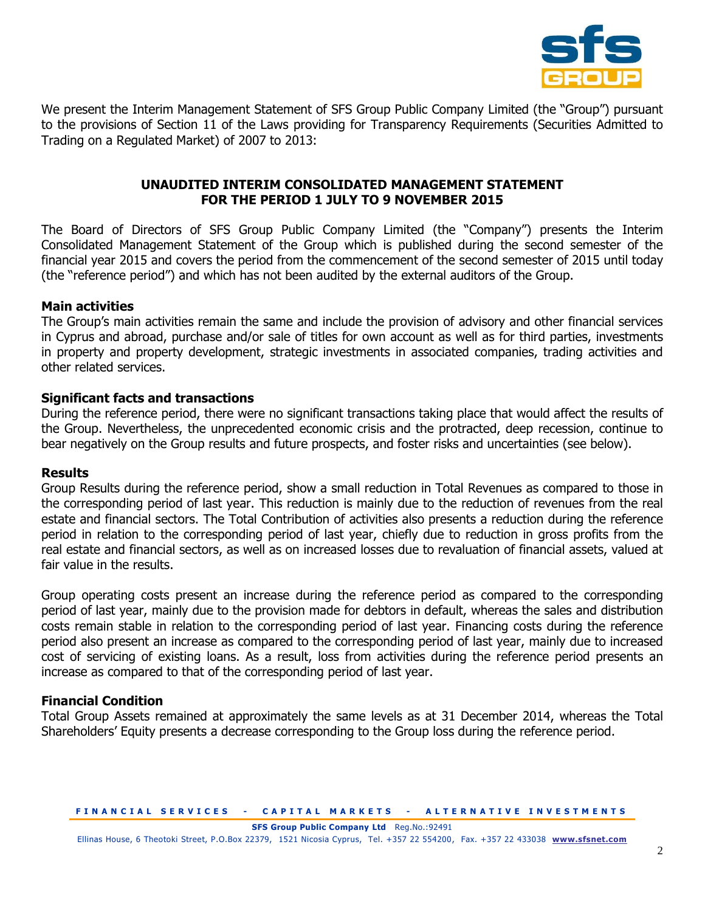We present the Interim Management Statement of SFS Group Public Company Limited (the "Group") pursuant to the provisions of Section 11 of the Laws providing for Transparency Requirements (Securities Admitted to Trading on a Regulated Market) of 2007 to 2013:

## UNAUDITED INTERIM CONSOLIDATED MANAGEMENT STATEMENT FOR THE PERIOD 1 JULY TO 9 NOVEMBER 2015

The Board of Directors of SFS Group Public Company Limited (the "Company") presents the Interim Consolidated Management Statement of the Group which is published during the second semester of the financial year 2015 and covers the period from the commencement of the second semester of 2015 until today (the "reference period") and which has not been audited by the external auditors of the Group.

### Main activities

The Group's main activities remain the same and include the provision of advisory and other financial services in Cyprus and abroad, purchase and/or sale of titles for own account as well as for third parties, investments in property and property development, strategic investments in associated companies, trading activities and other related services.

### Significant facts and transactions

During the reference period, there were no significant transactions taking place that would affect the results of the Group. Nevertheless, the unprecedented economic crisis and the protracted, deep recession, continue to bear negatively on the Group results and future prospects, and foster risks and uncertainties (see below).

### Results

Group Results during the reference period, show a small reduction in Total Revenues as compared to those in the corresponding period of last year. This reduction is mainly due to the reduction of revenues from the real estate and financial sectors. The Total Contribution of activities also presents a reduction during the reference period in relation to the corresponding period of last year, chiefly due to reduction in gross profits from the real estate and financial sectors, as well as on increased losses due to revaluation of financial assets, valued at fair value in the results.

Group operating costs present an increase during the reference period as compared to the corresponding period of last year, mainly due to the provision made for debtors in default, whereas the sales and distribution costs remain stable in relation to the corresponding period of last year. Financing costs during the reference period also present an increase as compared to the corresponding period of last year, mainly due to increased cost of servicing of existing loans. As a result, loss from activities during the reference period presents an increase as compared to that of the corresponding period of last year.

### Financial Condition

Total Group Assets remained at approximately the same levels as at 31 December 2014, whereas the Total Shareholders' Equity presents a decrease corresponding to the Group loss during the reference period.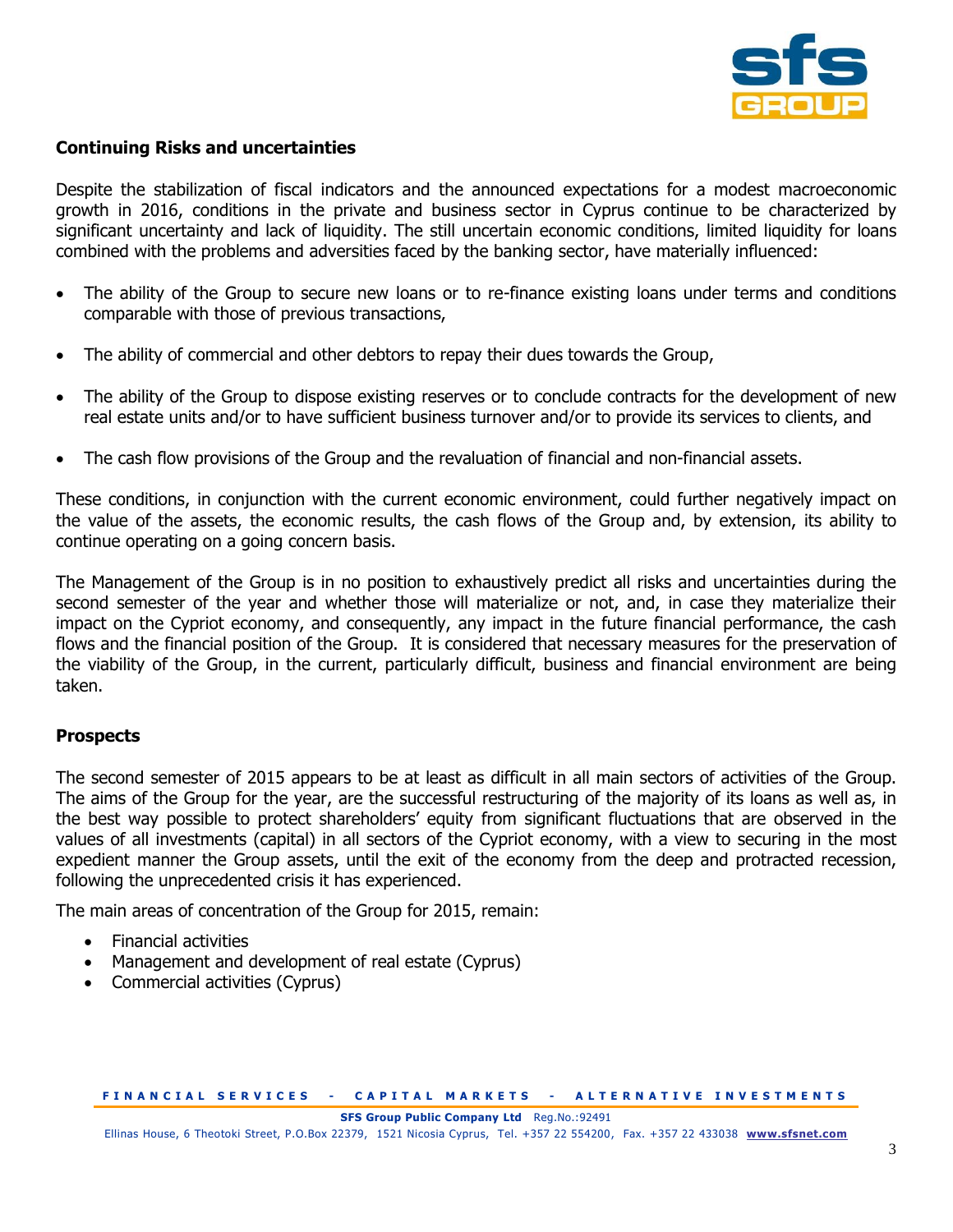**Continuing Risks and uncertainties**

Despite the stabilization of fiscal indicators and the announced expectations for a modest macroeconomic growth in 2016, conditions in the private and business sector in Cyprus continue to be characterized by significant uncertainty and lack of liquidity. The still uncertain economic conditions, limited liquidity for loans combined with the problems and adversities faced by the banking sector, have materially influenced:

- The ability of the Group to secure new loans or to re-finance existing loans under terms and conditions comparable with those of previous transactions,
- The ability of commercial and other debtors to repay their dues towards the Group,
- The ability of the Group to dispose existing reserves or to conclude contracts for the development of new real estate units and/or to have sufficient business turnover and/or to provide its services to clients, and
- The cash flow provisions of the Group and the revaluation of financial and non-financial assets.

These conditions, in conjunction with the current economic environment, could further negatively impact on the value of the assets, the economic results, the cash flows of the Group and, by extension, its ability to continue operating on a going concern basis.

The Management of the Group is in no position to exhaustively predict all risks and uncertainties during the second semester of the year and whether those will materialize or not, and, in case they materialize their impact on the Cypriot economy, and consequently, any impact in the future financial performance, the cash flows and the financial position of the Group. It is considered that necessary measures for the preservation of the viability of the Group, in the current, particularly difficult, business and financial environment are being taken.

**Prospects**

The second semester of 2015 appears to be at least as difficult in all main sectors of activities of the Group. The aims of the Group for the year, are the successful restructuring of the majority of its loans as well as, in the best way possible to protect shareholders' equity from significant fluctuations that are observed in the values of all investments (capital) in all sectors of the Cypriot economy, with a view to securing in the most expedient manner the Group assets, until the exit of the economy from the deep and protracted recession, following the unprecedented crisis it has experienced.

The main areas of concentration of the Group for 2015, remain:

- Financial activities
- Management and development of real estate (Cyprus)
- Commercial activities (Cyprus)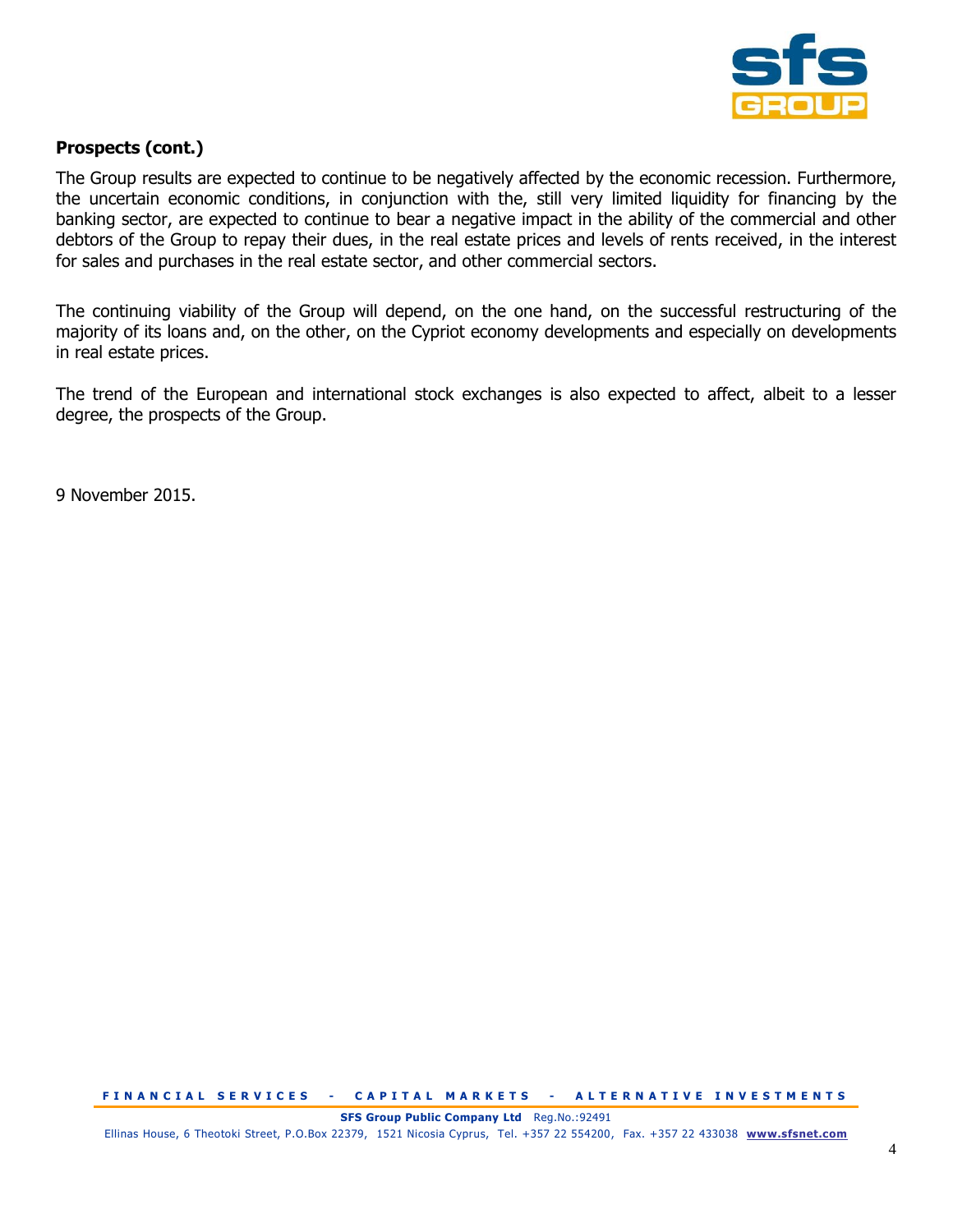**Prospects (cont.)**

The Group results are expected to continue to be negatively affected by the economic recession. Furthermore, the uncertain economic conditions, in conjunction with the, still very limited liquidity for financing by the banking sector, are expected to continue to bear a negative impact in the ability of the commercial and other debtors of the Group to repay their dues, in the real estate prices and levels of rents received, in the interest for sales and purchases in the real estate sector, and other commercial sectors.

The continuing viability of the Group will depend, on the one hand, on the successful restructuring of the majority of its loans and, on the other, on the Cypriot economy developments and especially on developments in real estate prices.

The trend of the European and international stock exchanges is also expected to affect, albeit to a lesser degree, the prospects of the Group.

9 November 2015.